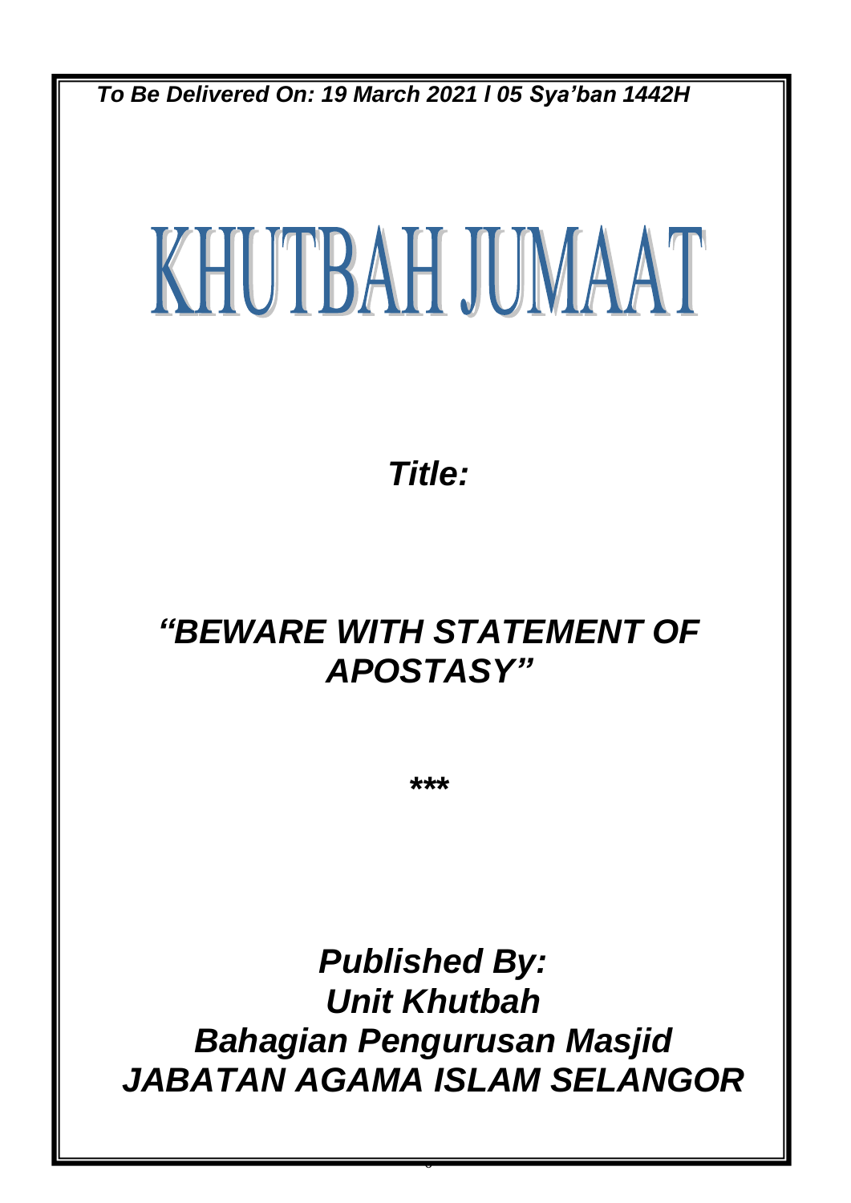*To Be Delivered On: 19 March 2021 / 05 Sya'ban 1442H*

# KHUTBAH JUMAAT

***Title:***

## *"BEWARE WITH STATEMENT OF APOSTASY"*

*****

***Published By:***
***Unit Khutbah***
***Bahagian Pengurusan Masjid***
***JABATAN AGAMA ISLAM SELANGOR***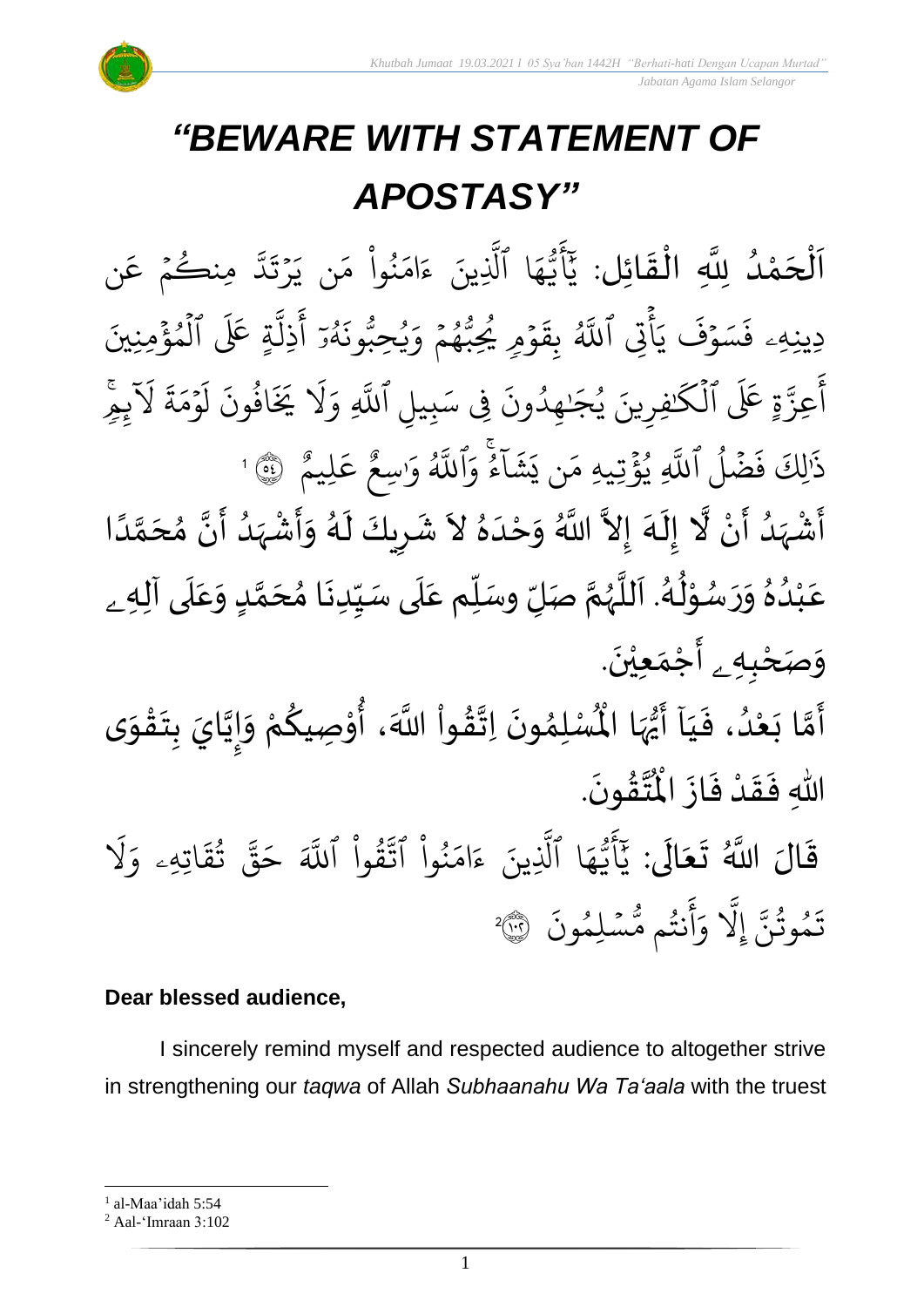# *"BEWARE WITH STATEMENT OF APOSTASY"*

اَلْحَمْدُ لِلَّهِ الْقَائِلِ: يَٰٓأَيُّهَا ٱلَّذِينَ ءَامَنُواْ مَن يَرۡتَدَّ مِنكُمۡ عَن دِينِهِۦ فَسَوۡفَ يَأۡتِي ٱللَّهُ بِقَوۡمٖ يُحِبُّهُمۡ وَيُحِبُّونَهُۥٓ أَذِلَّةٍ عَلَى ٱلۡمُؤۡمِنِينَ أَعِزَّةٍ عَلَى ٱلۡكَٰفِرِينَ يُجَٰهِدُونَ فِي سَبِيلِ ٱللَّهِ وَلَا يَخَافُونَ لَوۡمَةَ لَآئِمٖۚ ذَٰلِكَ فَضۡلُ ٱللَّهِ يُؤۡتِيهِ مَن يَشَآءُۚ وَٱللَّهُ وَٰسِعٌ عَلِيمٌ ﴿٥٤﴾[1]

أَشْهَدُ أَنْ لَّا إِلَهَ إِلاَّ اللَّهُ وَحْدَهُ لاَ شَرِيكَ لَهُ وَأَشْهَدُ أَنَّ مُحَمَّدًا عَبْدُهُ وَرَسُوْلُهُ. اَللَّهُمَّ صَلِّ وسَلِّم عَلَى سَيِّدِنَا مُحَمَّدٍ وَعَلَى آلِهِۦ وَصَحْبِهِۦ أَجْمَعِيْنَ.

أَمَّا بَعْدُ، فَيَا أَيُّهَا الْمُسْلِمُونَ اِتَّقُواْ اللَّهَ، أُوْصِيكُمْ وَإِيَّايَ بِتَقْوَى اللهِ فَقَدْ فَازَ الْمُتَّقُونَ.

قَالَ اللَّهُ تَعَالَى: يَٰٓأَيُّهَا ٱلَّذِينَ ءَامَنُواْ ٱتَّقُواْ ٱللَّهَ حَقَّ تُقَاتِهِۦ وَلَا تَمُوتُنَّ إِلَّا وَأَنتُم مُّسۡلِمُونَ ﴿١٠٢﴾[2]

**Dear blessed audience,**

I sincerely remind myself and respected audience to altogether strive in strengthening our *taqwa* of Allah *Subhaanahu Wa Ta'aala* with the truest

---

[1] al-Maa'idah 5:54

[2] Aal-'Imraan 3:102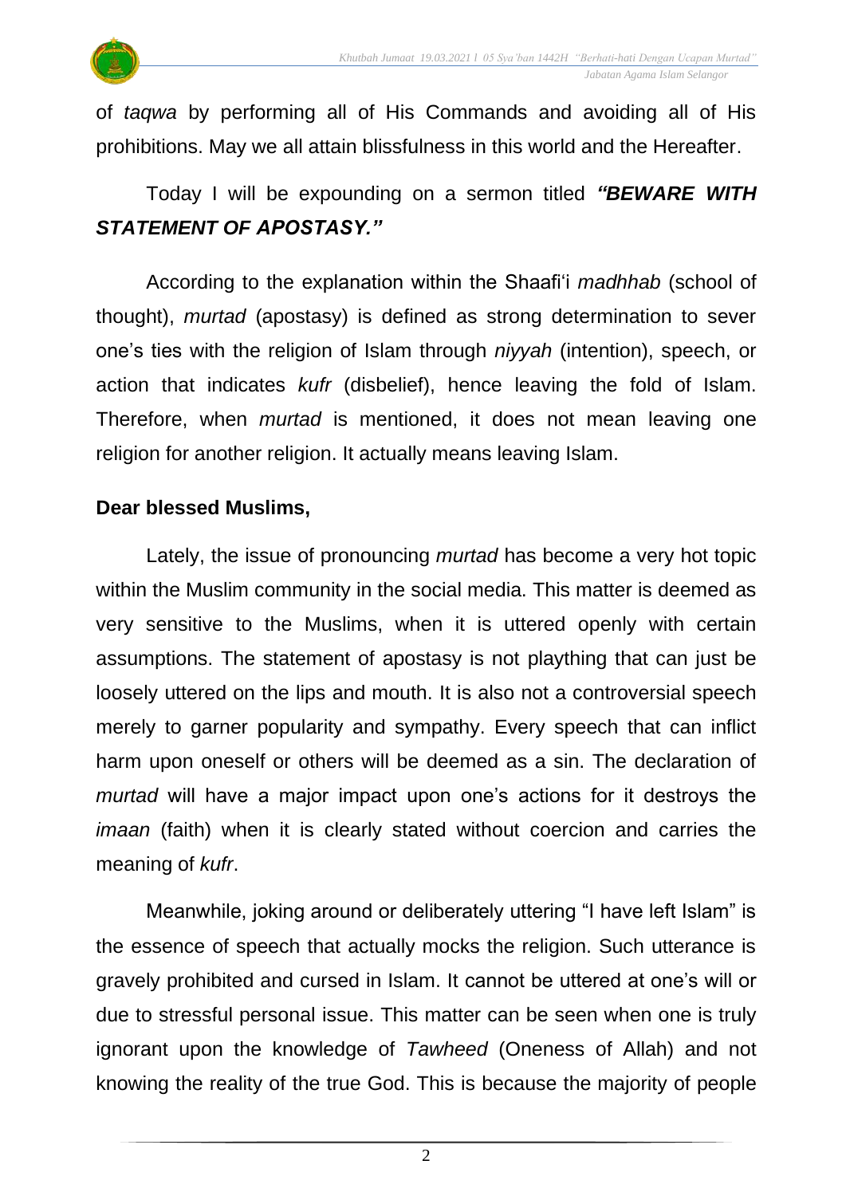of *taqwa* by performing all of His Commands and avoiding all of His prohibitions. May we all attain blissfulness in this world and the Hereafter.

Today I will be expounding on a sermon titled ***"BEWARE WITH STATEMENT OF APOSTASY."***

According to the explanation within the Shaafi'i *madhhab* (school of thought), *murtad* (apostasy) is defined as strong determination to sever one's ties with the religion of Islam through *niyyah* (intention), speech, or action that indicates *kufr* (disbelief), hence leaving the fold of Islam. Therefore, when *murtad* is mentioned, it does not mean leaving one religion for another religion. It actually means leaving Islam.

**Dear blessed Muslims,**

Lately, the issue of pronouncing *murtad* has become a very hot topic within the Muslim community in the social media. This matter is deemed as very sensitive to the Muslims, when it is uttered openly with certain assumptions. The statement of apostasy is not plaything that can just be loosely uttered on the lips and mouth. It is also not a controversial speech merely to garner popularity and sympathy. Every speech that can inflict harm upon oneself or others will be deemed as a sin. The declaration of *murtad* will have a major impact upon one's actions for it destroys the *imaan* (faith) when it is clearly stated without coercion and carries the meaning of *kufr*.

Meanwhile, joking around or deliberately uttering "I have left Islam" is the essence of speech that actually mocks the religion. Such utterance is gravely prohibited and cursed in Islam. It cannot be uttered at one's will or due to stressful personal issue. This matter can be seen when one is truly ignorant upon the knowledge of *Tawheed* (Oneness of Allah) and not knowing the reality of the true God. This is because the majority of people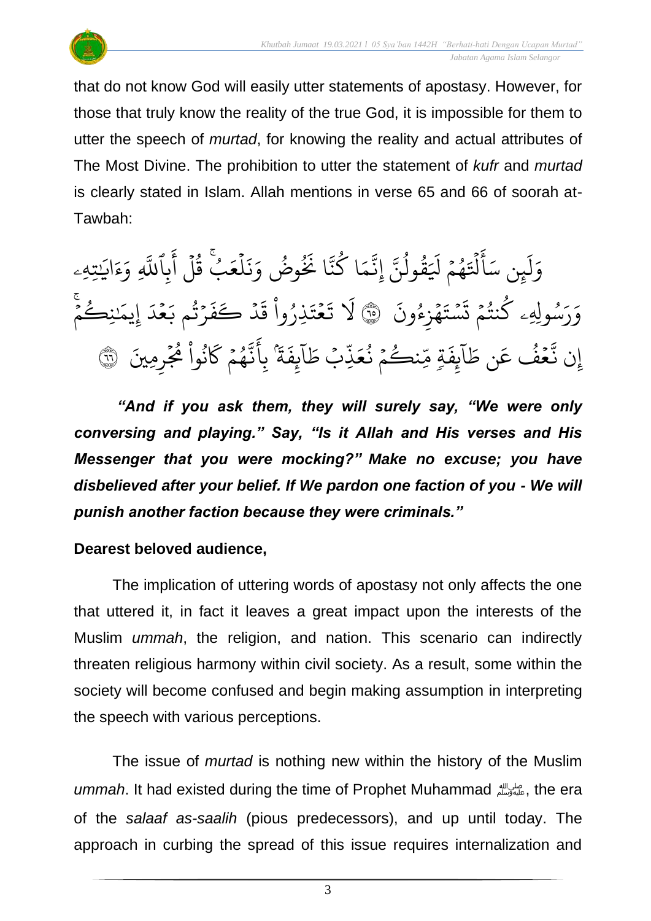that do not know God will easily utter statements of apostasy. However, for those that truly know the reality of the true God, it is impossible for them to utter the speech of *murtad*, for knowing the reality and actual attributes of The Most Divine. The prohibition to utter the statement of *kufr* and *murtad* is clearly stated in Islam. Allah mentions in verse 65 and 66 of soorah at-Tawbah:

وَلَئِن سَأَلْتَهُمْ لَيَقُولُنَّ إِنَّمَا كُنَّا نَخُوضُ وَنَلْعَبُ ۚ قُلْ أَبِاللَّهِ وَآيَاتِهِ وَرَسُولِهِ كُنتُمْ تَسْتَهْزِئُونَ ۝٦٥ لَا تَعْتَذِرُوا قَدْ كَفَرْتُم بَعْدَ إِيمَانِكُمْ ۚ إِن نَّعْفُ عَن طَائِفَةٍ مِّنكُمْ نُعَذِّبْ طَائِفَةً بِأَنَّهُمْ كَانُوا مُجْرِمِينَ ۝٦٦

***"And if you ask them, they will surely say, "We were only conversing and playing." Say, "Is it Allah and His verses and His Messenger that you were mocking?" Make no excuse; you have disbelieved after your belief. If We pardon one faction of you - We will punish another faction because they were criminals."***

**Dearest beloved audience,**

The implication of uttering words of apostasy not only affects the one that uttered it, in fact it leaves a great impact upon the interests of the Muslim *ummah*, the religion, and nation. This scenario can indirectly threaten religious harmony within civil society. As a result, some within the society will become confused and begin making assumption in interpreting the speech with various perceptions.

The issue of *murtad* is nothing new within the history of the Muslim *ummah*. It had existed during the time of Prophet Muhammad ﷺ, the era of the *salaaf as-saalih* (pious predecessors), and up until today. The approach in curbing the spread of this issue requires internalization and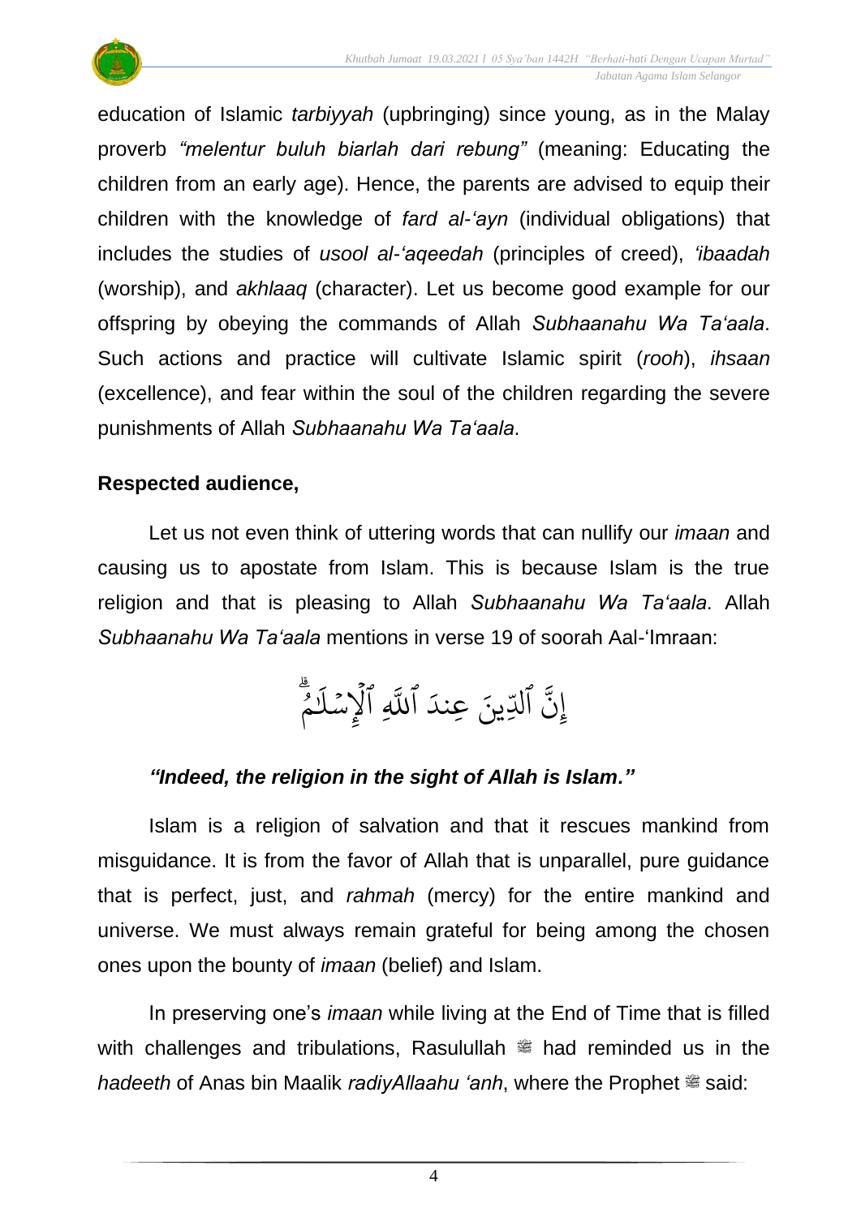education of Islamic *tarbiyyah* (upbringing) since young, as in the Malay proverb *"melentur buluh biarlah dari rebung"* (meaning: Educating the children from an early age). Hence, the parents are advised to equip their children with the knowledge of *fard al-'ayn* (individual obligations) that includes the studies of *usool al-'aqeedah* (principles of creed), *'ibaadah* (worship), and *akhlaaq* (character). Let us become good example for our offspring by obeying the commands of Allah *Subhaanahu Wa Ta'aala*. Such actions and practice will cultivate Islamic spirit (*rooh*), *ihsaan* (excellence), and fear within the soul of the children regarding the severe punishments of Allah *Subhaanahu Wa Ta'aala*.

**Respected audience,**

Let us not even think of uttering words that can nullify our *imaan* and causing us to apostate from Islam. This is because Islam is the true religion and that is pleasing to Allah *Subhaanahu Wa Ta'aala*. Allah *Subhaanahu Wa Ta'aala* mentions in verse 19 of soorah Aal-'Imraan:

إِنَّ ٱلدِّينَ عِندَ ٱللَّهِ ٱلۡإِسۡلَٰمُۗ

***"Indeed, the religion in the sight of Allah is Islam."***

Islam is a religion of salvation and that it rescues mankind from misguidance. It is from the favor of Allah that is unparallel, pure guidance that is perfect, just, and *rahmah* (mercy) for the entire mankind and universe. We must always remain grateful for being among the chosen ones upon the bounty of *imaan* (belief) and Islam.

In preserving one's *imaan* while living at the End of Time that is filled with challenges and tribulations, Rasulullah ﷺ had reminded us in the *hadeeth* of Anas bin Maalik *radiyAllaahu 'anh*, where the Prophet ﷺ said: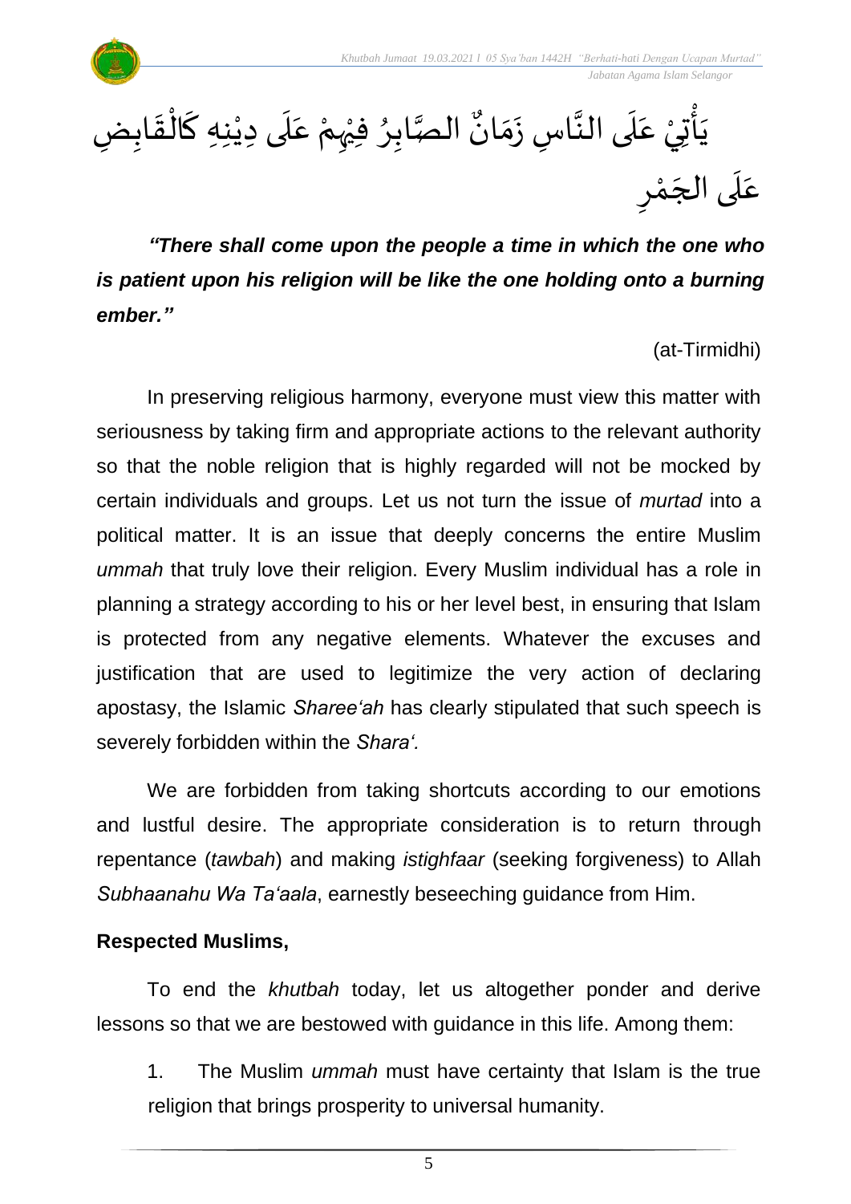يَأْتِيْ عَلَى النَّاسِ زَمَانٌ الصَّابِرُ فِيْهِمْ عَلَى دِيْنِهِ كَالْقَابِضِ عَلَى الجَمْرِ

***"There shall come upon the people a time in which the one who is patient upon his religion will be like the one holding onto a burning ember."***

(at-Tirmidhi)

In preserving religious harmony, everyone must view this matter with seriousness by taking firm and appropriate actions to the relevant authority so that the noble religion that is highly regarded will not be mocked by certain individuals and groups. Let us not turn the issue of *murtad* into a political matter. It is an issue that deeply concerns the entire Muslim *ummah* that truly love their religion. Every Muslim individual has a role in planning a strategy according to his or her level best, in ensuring that Islam is protected from any negative elements. Whatever the excuses and justification that are used to legitimize the very action of declaring apostasy, the Islamic *Sharee'ah* has clearly stipulated that such speech is severely forbidden within the *Shara'.*

We are forbidden from taking shortcuts according to our emotions and lustful desire. The appropriate consideration is to return through repentance (*tawbah*) and making *istighfaar* (seeking forgiveness) to Allah *Subhaanahu Wa Ta'aala*, earnestly beseeching guidance from Him.

**Respected Muslims,**

To end the *khutbah* today, let us altogether ponder and derive lessons so that we are bestowed with guidance in this life. Among them:

1. The Muslim *ummah* must have certainty that Islam is the true religion that brings prosperity to universal humanity.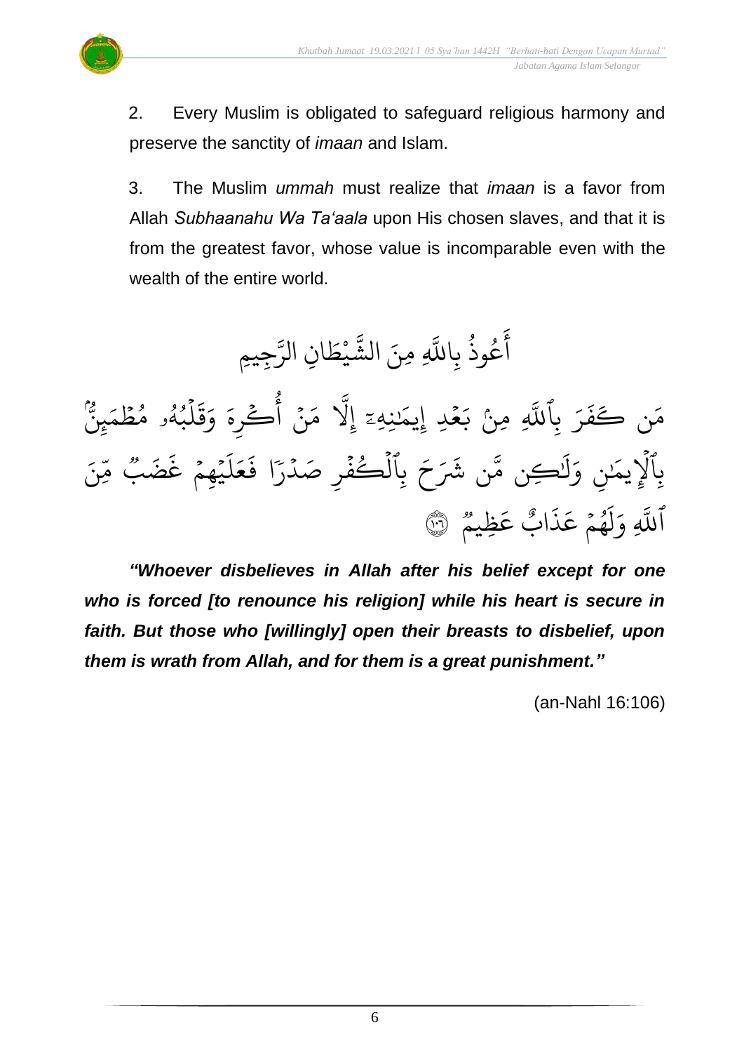2. Every Muslim is obligated to safeguard religious harmony and preserve the sanctity of *imaan* and Islam.

3. The Muslim *ummah* must realize that *imaan* is a favor from Allah *Subhaanahu Wa Ta'aala* upon His chosen slaves, and that it is from the greatest favor, whose value is incomparable even with the wealth of the entire world.

أَعُوذُ بِاللَّهِ مِنَ الشَّيْطَانِ الرَّجِيمِ

مَن كَفَرَ بِٱللَّهِ مِنۢ بَعۡدِ إِيمَٰنِهِۦٓ إِلَّا مَنۡ أُكۡرِهَ وَقَلۡبُهُۥ مُطۡمَئِنُّۢ بِٱلۡإِيمَٰنِ وَلَٰكِن مَّن شَرَحَ بِٱلۡكُفۡرِ صَدۡرٗا فَعَلَيۡهِمۡ غَضَبٞ مِّنَ ٱللَّهِ وَلَهُمۡ عَذَابٌ عَظِيمٞ ﴿١٠٦﴾

***"Whoever disbelieves in Allah after his belief except for one who is forced [to renounce his religion] while his heart is secure in faith. But those who [willingly] open their breasts to disbelief, upon them is wrath from Allah, and for them is a great punishment."***

(an-Nahl 16:106)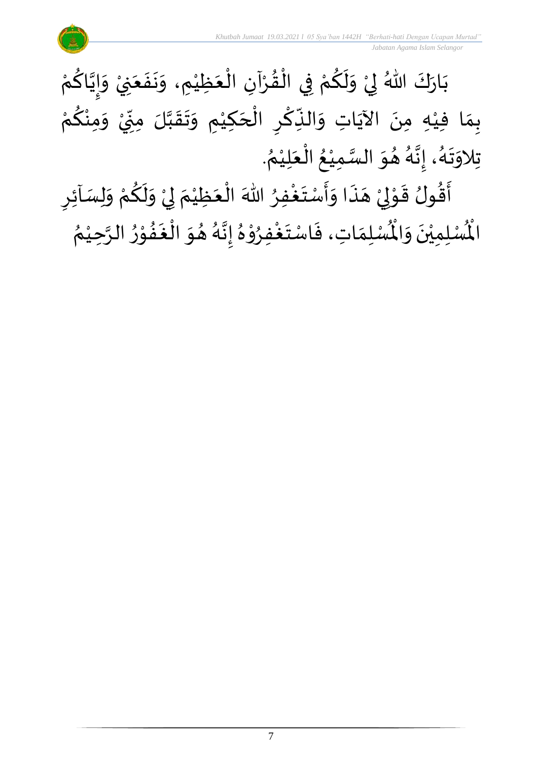بَارَكَ اللهُ لِيْ وَلَكُمْ فِي الْقُرْآنِ الْعَظِيْمِ، وَنَفَعَنِيْ وَإِيَّاكُمْ بِمَا فِيْهِ مِنَ الآيَاتِ وَالذِّكْرِ الْحَكِيْمِ وَتَقَبَّلَ مِنِّيْ وَمِنْكُمْ تِلاوَتَهُ، إِنَّهُ هُوَ السَّمِيْعُ الْعَلِيْمُ.

أَقُولُ قَوْلِيْ هَذَا وَأَسْتَغْفِرُ اللهَ الْعَظِيْمَ لِيْ وَلَكُمْ وَلِسَآئِرِ الْمُسْلِمِيْنَ وَالْمُسْلِمَاتِ، فَاسْتَغْفِرُوْهُ إِنَّهُ هُوَ الْغَفُوْرُ الرَّحِيْمُ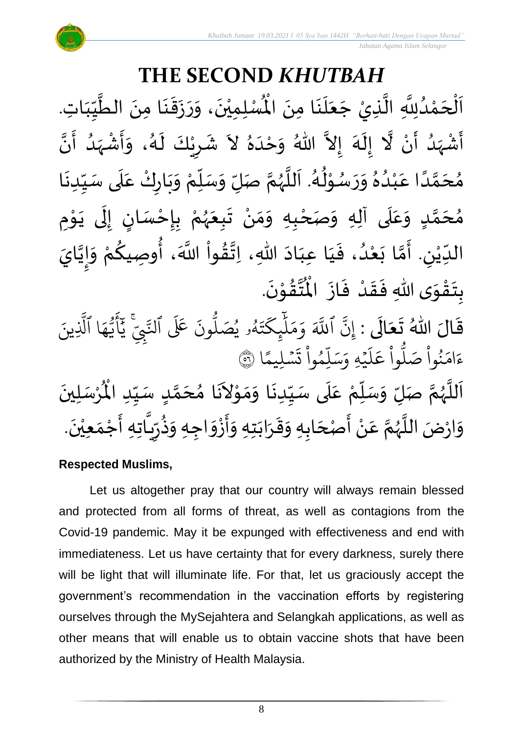# THE SECOND *KHUTBAH*

اَلْحَمْدُلِلَّهِ الَّذِيْ جَعَلَنَا مِنَ الْمُسْلِمِيْنَ، وَرَزَقَنَا مِنَ الطَّيِّبَاتِ. أَشْهَدُ أَنْ لَّا إِلَهَ إِلاَّ اللهُ وَحْدَهُ لاَ شَرِيْكَ لَهُ، وَأَشْهَدُ أَنَّ مُحَمَّدًا عَبْدُهُ وَرَسُوْلُهُ. اَللَّهُمَّ صَلِّ وَسَلِّمْ وَبَارِكْ عَلَى سَيِّدِنَا مُحَمَّدٍ وَعَلَى آلِهِ وَصَحْبِهِ وَمَنْ تَبِعَهُمْ بِإِحْسَانٍ إِلَى يَوْمِ الدِّيْنِ. أَمَّا بَعْدُ، فَيَا عِبَادَ اللهِ، اِتَّقُواْ اللَّهَ، أُوصِيكُمْ وَإِيَّايَ بِتَقْوَى اللهِ فَقَدْ فَازَ الْمُتَّقُوْنَ.

قَالَ اللهُ تَعَالَى : إِنَّ ٱللَّهَ وَمَلَٰٓئِكَتَهُۥ يُصَلُّونَ عَلَى ٱلنَّبِيِّۚ يَٰٓأَيُّهَا ٱلَّذِينَ ءَامَنُواْ صَلُّواْ عَلَيۡهِ وَسَلِّمُواْ تَسۡلِيمًا ﴿٥٦﴾

اَللَّهُمَّ صَلِّ وَسَلِّمْ عَلَى سَيِّدِنَا وَمَوْلاَنَا مُحَمَّدٍ سَيِّدِ الْمُرْسَلِينَ وَارْضَ اللَّهُمَّ عَنْ أَصْحَابِهِ وَقَرَابَتِهِ وَأَزْوَاجِهِ وَذُرِّيَّاتِهِ أَجْمَعِيْنَ.

**Respected Muslims,**

Let us altogether pray that our country will always remain blessed and protected from all forms of threat, as well as contagions from the Covid-19 pandemic. May it be expunged with effectiveness and end with immediateness. Let us have certainty that for every darkness, surely there will be light that will illuminate life. For that, let us graciously accept the government's recommendation in the vaccination efforts by registering ourselves through the MySejahtera and Selangkah applications, as well as other means that will enable us to obtain vaccine shots that have been authorized by the Ministry of Health Malaysia.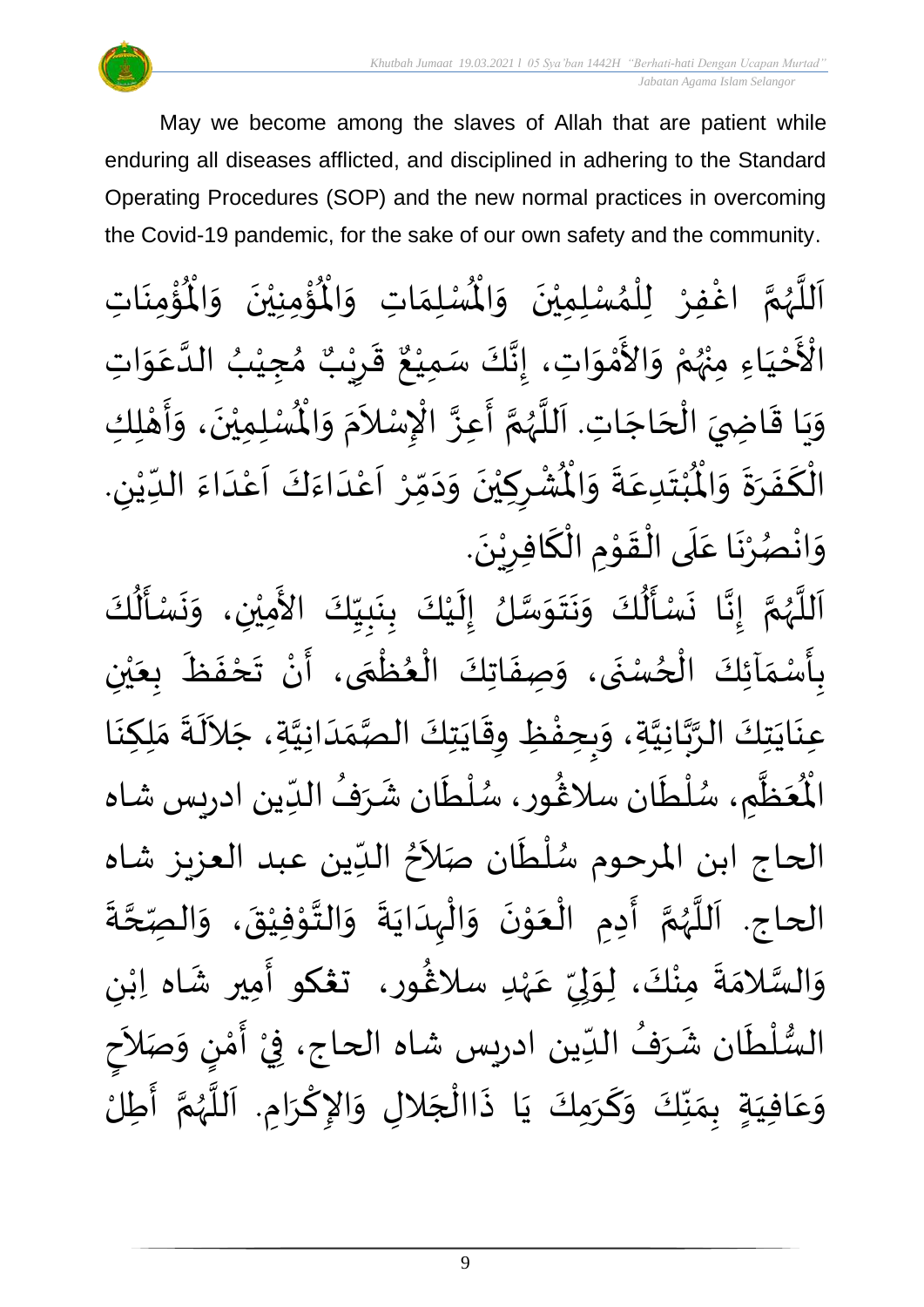May we become among the slaves of Allah that are patient while enduring all diseases afflicted, and disciplined in adhering to the Standard Operating Procedures (SOP) and the new normal practices in overcoming the Covid-19 pandemic, for the sake of our own safety and the community.

اَللَّهُمَّ اغْفِرْ لِلْمُسْلِمِيْنَ وَالْمُسْلِمَاتِ وَالْمُؤْمِنِيْنَ وَالْمُؤْمِنَاتِ الْأَحْيَاءِ مِنْهُمْ وَالأَمْوَاتِ، إِنَّكَ سَمِيْعٌ قَرِيْبٌ مُجِيْبُ الدَّعَوَاتِ وَيَا قَاضِيَ الْحَاجَاتِ. اَللَّهُمَّ أَعِزَّ الْإِسْلاَمَ وَالْمُسْلِمِيْنَ، وَأَهْلِكِ الْكَفَرَةَ وَالْمُبْتَدِعَةَ وَالْمُشْرِكِيْنَ وَدَمِّرْ اَعْدَاءَكَ اَعْدَاءَ الدِّيْنِ. وَانْصُرْنَا عَلَى الْقَوْمِ الْكَافِرِيْنَ.

اَللَّهُمَّ إِنَّا نَسْأَلُكَ وَنَتَوَسَّلُ إِلَيْكَ بِنَبِيِّكَ الأَمِيْنِ، وَنَسْأَلُكَ بِأَسْمَآئِكَ الْحُسْنَى، وَصِفَاتِكَ الْعُظْمَى، أَنْ تَحْفَظَ بِعَيْنِ عِنَايَتِكَ الرَّبَّانِيَّةِ، وَبِحِفْظِ وِقَايَتِكَ الصَّمَدَانِيَّةِ، جَلاَلَةَ مَلِكِنَا الْمُعَظَّمِ، سُلْطَان سلاغُور، سُلْطَان شَرَفُ الدِّين ادريس شاه الحاج ابن المرحوم سُلْطَان صَلاَحُ الدِّين عبد العزيز شاه الحاج. اَللَّهُمَّ أَدِمِ الْعَوْنَ وَالْهِدَايَةَ وَالتَّوْفِيْقَ، وَالصِّحَّةَ وَالسَّلامَةَ مِنْكَ، لِوَلِيِّ عَهْدِ سلاغُور، تغكو أَمِير شَاه اِبْنِ السُّلْطَان شَرَفُ الدِّين ادريس شاه الحاج، فِيْ أَمْنٍ وَصَلاَحٍ وَعَافِيَةٍ بِمَنِّكَ وَكَرَمِكَ يَا ذَاالْجَلالِ وَالإِكْرَامِ. اَللَّهُمَّ أَطِلْ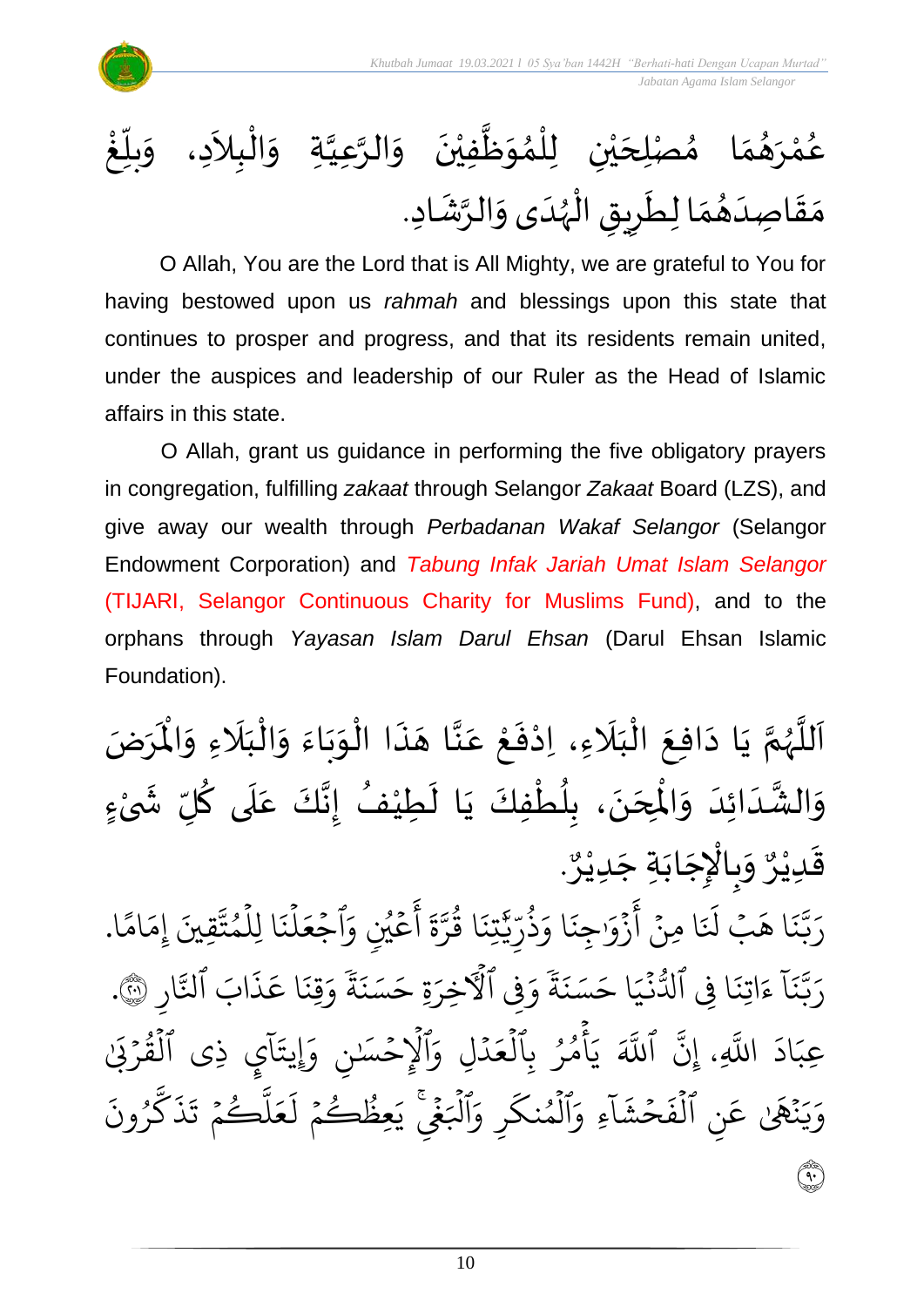عُمْرَهُمَا مُصْلِحَيْنِ لِلْمُوَظَّفِيْنَ وَالرَّعِيَّةِ وَالْبِلاَدِ، وَبلِّغْ مَقَاصِدَهُمَا لِطَرِيقِ الْهُدَى وَالرَّشَادِ.

O Allah, You are the Lord that is All Mighty, we are grateful to You for having bestowed upon us *rahmah* and blessings upon this state that continues to prosper and progress, and that its residents remain united, under the auspices and leadership of our Ruler as the Head of Islamic affairs in this state.

O Allah, grant us guidance in performing the five obligatory prayers in congregation, fulfilling *zakaat* through Selangor *Zakaat* Board (LZS), and give away our wealth through *Perbadanan Wakaf Selangor* (Selangor Endowment Corporation) and *Tabung Infak Jariah Umat Islam Selangor* (TIJARI, Selangor Continuous Charity for Muslims Fund), and to the orphans through *Yayasan Islam Darul Ehsan* (Darul Ehsan Islamic Foundation).

اَللَّهُمَّ يَا دَافِعَ الْبَلَاءِ، اِدْفَعْ عَنَّا هَذَا الْوَبَاءَ وَالْبَلَاءِ وَالْمَرَضَ وَالشَّدَائِدَ وَالْمِحَنَ، بِلُطْفِكَ يَا لَطِيْفُ إِنَّكَ عَلَى كُلِّ شَيْءٍ قَدِيْرٌ وَبِالْإِجَابَةِ جَدِيْرٌ.

رَبَّنَا هَبْ لَنَا مِنْ أَزْوَاجِنَا وَذُرِّيَّاتِنَا قُرَّةَ أَعْيُنٍ وَاجْعَلْنَا لِلْمُتَّقِينَ إِمَامًا.

رَبَّنَآ ءَاتِنَا فِي ٱلدُّنْيَا حَسَنَةً وَفِي ٱلْأَخِرَةِ حَسَنَةً وَقِنَا عَذَابَ ٱلنَّارِ ﴿٢٠١﴾.

عِبَادَ اللَّهِ، إِنَّ ٱللَّهَ يَأْمُرُ بِٱلْعَدْلِ وَٱلْإِحْسَٰنِ وَإِيتَآيِٕ ذِى ٱلْقُرْبَىٰ وَيَنْهَىٰ عَنِ ٱلْفَحْشَآءِ وَٱلْمُنكَرِ وَٱلْبَغْىِ ۚ يَعِظُكُمْ لَعَلَّكُمْ تَذَكَّرُونَ ﴿٩٠﴾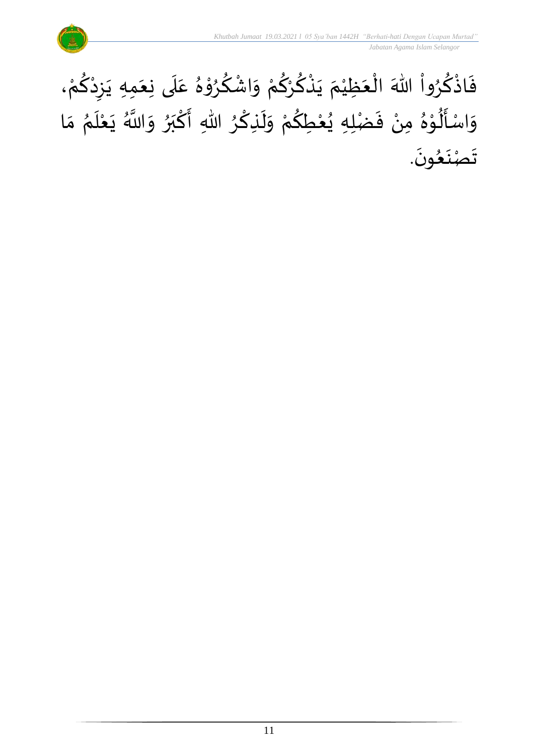فَاذْكُرُواْ اللهَ الْعَظِيْمَ يَذْكُرْكُمْ وَاشْكُرُوْهُ عَلَى نِعَمِهِ يَزِدْكُمْ، وَاسْأَلُوْهُ مِنْ فَضْلِهِ يُعْطِكُمْ وَلَذِكْرُ اللهِ أَكْبَرُ وَاللَّهُ يَعْلَمُ مَا تَصْنَعُونَ.